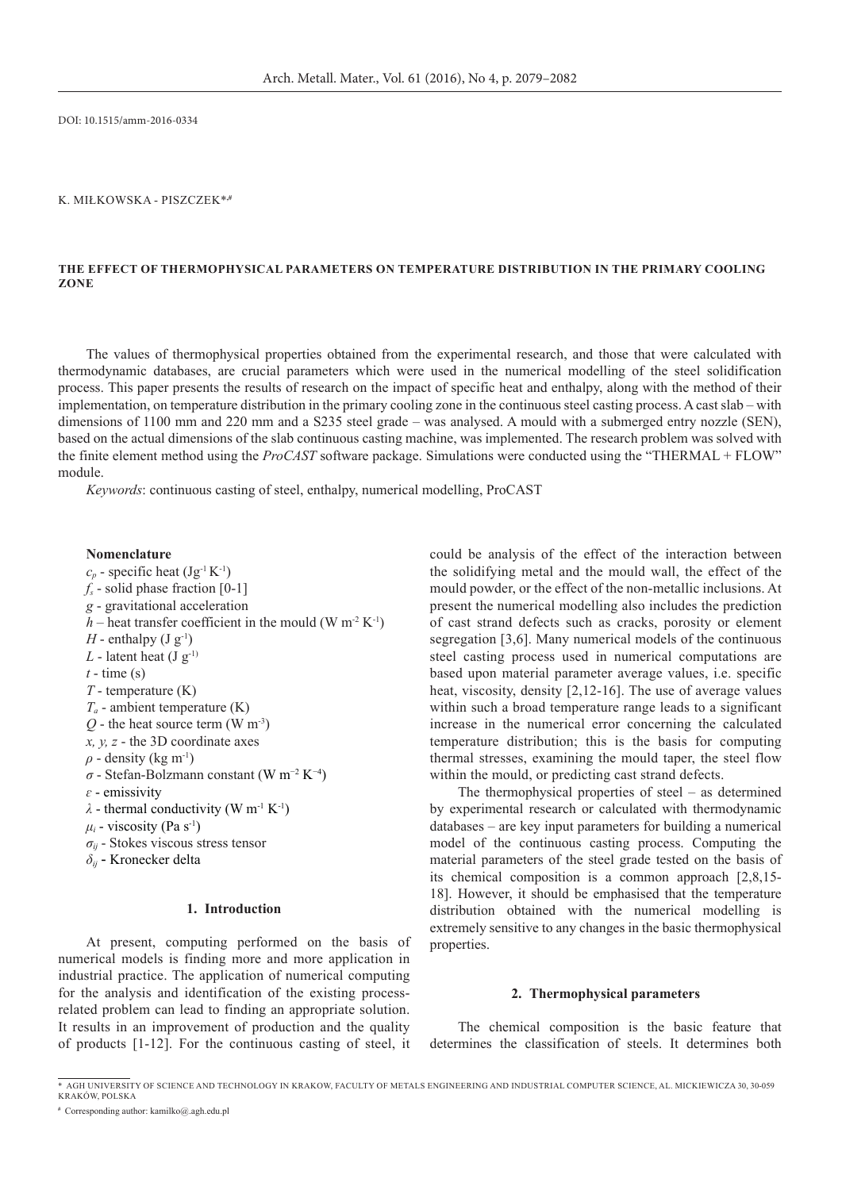DOI: 10.1515/amm-2016-0334

K. MIŁKOWSKA - PISZCZEK*,#

# THE EFFECT OF THERMOPHYSICAL PARAMETERS ON TEMPERATURE DISTRIBUTION IN THE PRIMARY COOLING ZONE

The values of thermophysical properties obtained from the experimental research, and those that were calculated with thermodynamic databases, are crucial parameters which were used in the numerical modelling of the steel solidification process. This paper presents the results of research on the impact of specific heat and enthalpy, along with the method of their implementation, on temperature distribution in the primary cooling zone in the continuous steel casting process. A cast slab – with dimensions of 1100 mm and 220 mm and a S235 steel grade – was analysed. A mould with a submerged entry nozzle (SEN), based on the actual dimensions of the slab continuous casting machine, was implemented. The research problem was solved with the finite element method using the *ProCAST* software package. Simulations were conducted using the "THERMAL + FLOW" module.

*Keywords*: continuous casting of steel, enthalpy, numerical modelling, ProCAST

**Nomenclature**

$c_p$ - specific heat ($Jg^{-1}K^{-1}$)
$f_s$ - solid phase fraction [0-1]
$g$ - gravitational acceleration
$h$ – heat transfer coefficient in the mould ($W\ m^{-2}\ K^{-1}$)
$H$ - enthalpy ($J\ g^{-1}$)
$L$ - latent heat ($J\ g^{-1}$)
$t$ - time (s)
$T$ - temperature (K)
$T_a$ - ambient temperature (K)
$Q$ - the heat source term ($W\ m^{-3}$)
$x, y, z$ - the 3D coordinate axes
$\rho$ - density ($kg\ m^{-1}$)
$\sigma$ - Stefan-Bolzmann constant ($W\ m^{-2}\ K^{-4}$)
$\varepsilon$ - emissivity
$\lambda$ - thermal conductivity ($W\ m^{-1}\ K^{-1}$)
$\mu_i$ - viscosity ($Pa\ s^{-1}$)
$\sigma_{ij}$ - Stokes viscous stress tensor
$\delta_{ij}$ - Kronecker delta

## 1. Introduction

At present, computing performed on the basis of numerical models is finding more and more application in industrial practice. The application of numerical computing for the analysis and identification of the existing process-related problem can lead to finding an appropriate solution. It results in an improvement of production and the quality of products [1-12]. For the continuous casting of steel, it could be analysis of the effect of the interaction between the solidifying metal and the mould wall, the effect of the mould powder, or the effect of the non-metallic inclusions. At present the numerical modelling also includes the prediction of cast strand defects such as cracks, porosity or element segregation [3,6]. Many numerical models of the continuous steel casting process used in numerical computations are based upon material parameter average values, i.e. specific heat, viscosity, density [2,12-16]. The use of average values within such a broad temperature range leads to a significant increase in the numerical error concerning the calculated temperature distribution; this is the basis for computing thermal stresses, examining the mould taper, the steel flow within the mould, or predicting cast strand defects.

The thermophysical properties of steel – as determined by experimental research or calculated with thermodynamic databases – are key input parameters for building a numerical model of the continuous casting process. Computing the material parameters of the steel grade tested on the basis of its chemical composition is a common approach [2,8,15-18]. However, it should be emphasised that the temperature distribution obtained with the numerical modelling is extremely sensitive to any changes in the basic thermophysical properties.

## 2. Thermophysical parameters

The chemical composition is the basic feature that determines the classification of steels. It determines both

\* AGH UNIVERSITY OF SCIENCE AND TECHNOLOGY IN KRAKOW, FACULTY OF METALS ENGINEERING AND INDUSTRIAL COMPUTER SCIENCE, AL. MICKIEWICZA 30, 30-059 KRAKÓW, POLSKA

\# Corresponding author: kamilko@.agh.edu.pl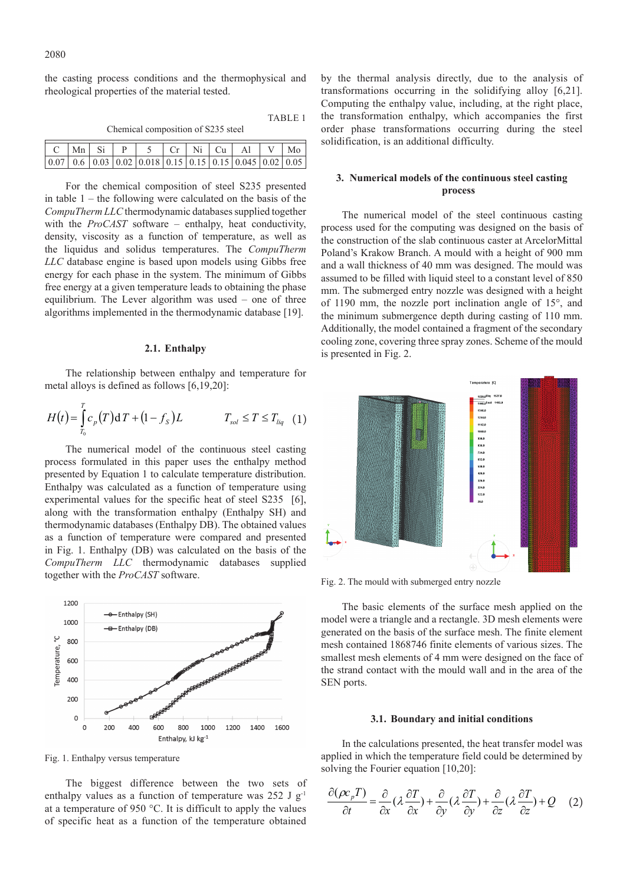the casting process conditions and the thermophysical and rheological properties of the material tested.

TABLE 1

Chemical composition of S235 steel

| C | Mn | Si | P | S | Cr | Ni | Cu | Al | V | Mo |
|---|---|---|---|---|---|---|---|---|---|---|
| 0.07 | 0.6 | 0.03 | 0.02 | 0.018 | 0.15 | 0.15 | 0.15 | 0.045 | 0.02 | 0.05 |

For the chemical composition of steel S235 presented in table 1 – the following were calculated on the basis of the *CompuTherm LLC* thermodynamic databases supplied together with the *ProCAST* software – enthalpy, heat conductivity, density, viscosity as a function of temperature, as well as the liquidus and solidus temperatures. The *CompuTherm LLC* database engine is based upon models using Gibbs free energy for each phase in the system. The minimum of Gibbs free energy at a given temperature leads to obtaining the phase equilibrium. The Lever algorithm was used – one of three algorithms implemented in the thermodynamic database [19].

### 2.1. Enthalpy

The relationship between enthalpy and temperature for metal alloys is defined as follows [6,19,20]:

$$H(t) = \int_{T_0}^{T} c_p(T)\,\mathrm{d}T + (1 - f_S)L \qquad T_{sol} \leq T \leq T_{liq} \quad (1)$$

The numerical model of the continuous steel casting process formulated in this paper uses the enthalpy method presented by Equation 1 to calculate temperature distribution. Enthalpy was calculated as a function of temperature using experimental values for the specific heat of steel S235 [6], along with the transformation enthalpy (Enthalpy SH) and thermodynamic databases (Enthalpy DB). The obtained values as a function of temperature were compared and presented in Fig. 1. Enthalpy (DB) was calculated on the basis of the *CompuTherm LLC* thermodynamic databases supplied together with the *ProCAST* software.

Fig. 1. Enthalpy versus temperature

The biggest difference between the two sets of enthalpy values as a function of temperature was 252 J g$^{-1}$ at a temperature of 950 °C. It is difficult to apply the values of specific heat as a function of the temperature obtained by the thermal analysis directly, due to the analysis of transformations occurring in the solidifying alloy [6,21]. Computing the enthalpy value, including, at the right place, the transformation enthalpy, which accompanies the first order phase transformations occurring during the steel solidification, is an additional difficulty.

## 3. Numerical models of the continuous steel casting process

The numerical model of the steel continuous casting process used for the computing was designed on the basis of the construction of the slab continuous caster at ArcelorMittal Poland's Krakow Branch. A mould with a height of 900 mm and a wall thickness of 40 mm was designed. The mould was assumed to be filled with liquid steel to a constant level of 850 mm. The submerged entry nozzle was designed with a height of 1190 mm, the nozzle port inclination angle of 15°, and the minimum submergence depth during casting of 110 mm. Additionally, the model contained a fragment of the secondary cooling zone, covering three spray zones. Scheme of the mould is presented in Fig. 2.

Fig. 2. The mould with submerged entry nozzle

The basic elements of the surface mesh applied on the model were a triangle and a rectangle. 3D mesh elements were generated on the basis of the surface mesh. The finite element mesh contained 1868746 finite elements of various sizes. The smallest mesh elements of 4 mm were designed on the face of the strand contact with the mould wall and in the area of the SEN ports.

### 3.1. Boundary and initial conditions

In the calculations presented, the heat transfer model was applied in which the temperature field could be determined by solving the Fourier equation [10,20]:

$$\frac{\partial(\rho c_p T)}{\partial t} = \frac{\partial}{\partial x}\left(\lambda\frac{\partial T}{\partial x}\right) + \frac{\partial}{\partial y}\left(\lambda\frac{\partial T}{\partial y}\right) + \frac{\partial}{\partial z}\left(\lambda\frac{\partial T}{\partial z}\right) + Q \quad (2)$$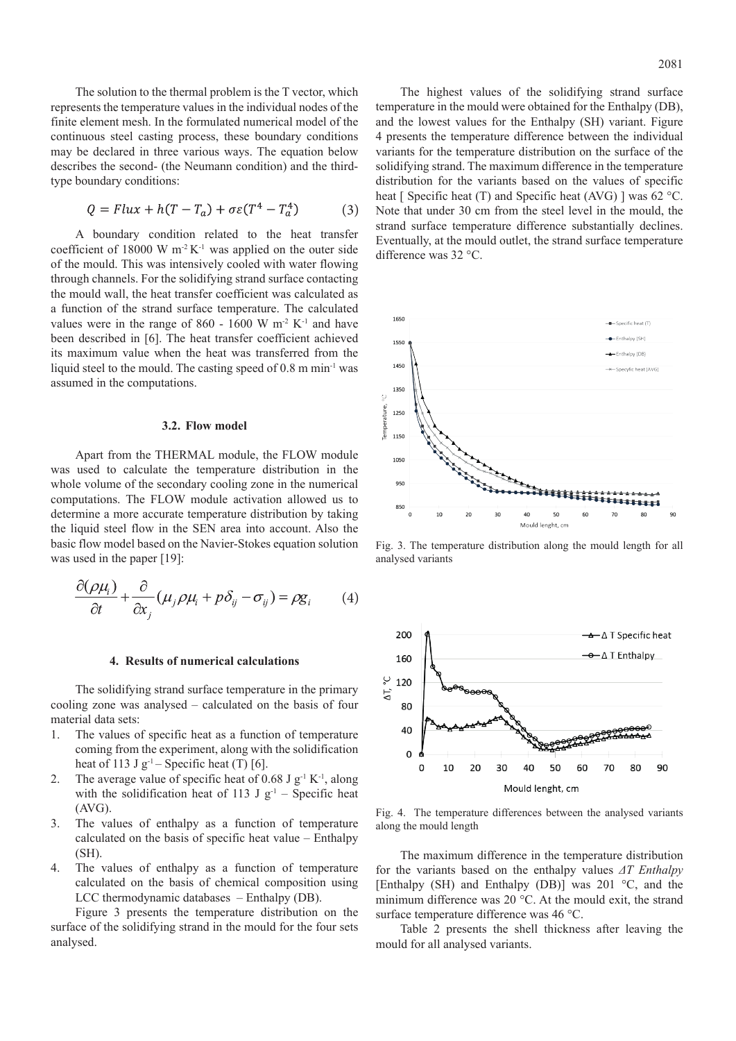The solution to the thermal problem is the T vector, which represents the temperature values in the individual nodes of the finite element mesh. In the formulated numerical model of the continuous steel casting process, these boundary conditions may be declared in three various ways. The equation below describes the second- (the Neumann condition) and the third-type boundary conditions:

$$Q = Flux + h(T - T_a) + \sigma\varepsilon(T^4 - T_a^4) \tag{3}$$

A boundary condition related to the heat transfer coefficient of 18000 W $m^{-2}$ $K^{-1}$ was applied on the outer side of the mould. This was intensively cooled with water flowing through channels. For the solidifying strand surface contacting the mould wall, the heat transfer coefficient was calculated as a function of the strand surface temperature. The calculated values were in the range of 860 - 1600 W $m^{-2}$ $K^{-1}$ and have been described in [6]. The heat transfer coefficient achieved its maximum value when the heat was transferred from the liquid steel to the mould. The casting speed of 0.8 m $min^{-1}$ was assumed in the computations.

### 3.2. Flow model

Apart from the THERMAL module, the FLOW module was used to calculate the temperature distribution in the whole volume of the secondary cooling zone in the numerical computations. The FLOW module activation allowed us to determine a more accurate temperature distribution by taking the liquid steel flow in the SEN area into account. Also the basic flow model based on the Navier-Stokes equation solution was used in the paper [19]:

$$\frac{\partial(\rho\mu_i)}{\partial t} + \frac{\partial}{\partial x_j}(\mu_j\rho\mu_i + p\delta_{ij} - \sigma_{ij}) = \rho g_i \tag{4}$$

## 4. Results of numerical calculations

The solidifying strand surface temperature in the primary cooling zone was analysed – calculated on the basis of four material data sets:

1. The values of specific heat as a function of temperature coming from the experiment, along with the solidification heat of 113 J $g^{-1}$ – Specific heat (T) [6].
2. The average value of specific heat of 0.68 J $g^{-1}$ $K^{-1}$, along with the solidification heat of 113 J $g^{-1}$ – Specific heat (AVG).
3. The values of enthalpy as a function of temperature calculated on the basis of specific heat value – Enthalpy (SH).
4. The values of enthalpy as a function of temperature calculated on the basis of chemical composition using LCC thermodynamic databases – Enthalpy (DB).

Figure 3 presents the temperature distribution on the surface of the solidifying strand in the mould for the four sets analysed.

The highest values of the solidifying strand surface temperature in the mould were obtained for the Enthalpy (DB), and the lowest values for the Enthalpy (SH) variant. Figure 4 presents the temperature difference between the individual variants for the temperature distribution on the surface of the solidifying strand. The maximum difference in the temperature distribution for the variants based on the values of specific heat [ Specific heat (T) and Specific heat (AVG) ] was 62 °C. Note that under 30 cm from the steel level in the mould, the strand surface temperature difference substantially declines. Eventually, at the mould outlet, the strand surface temperature difference was 32 °C.

Fig. 3. The temperature distribution along the mould length for all analysed variants

Fig. 4. The temperature differences between the analysed variants along the mould length

The maximum difference in the temperature distribution for the variants based on the enthalpy values *ΔT Enthalpy* [Enthalpy (SH) and Enthalpy (DB)] was 201 °C, and the minimum difference was 20 °C. At the mould exit, the strand surface temperature difference was 46 °C.

Table 2 presents the shell thickness after leaving the mould for all analysed variants.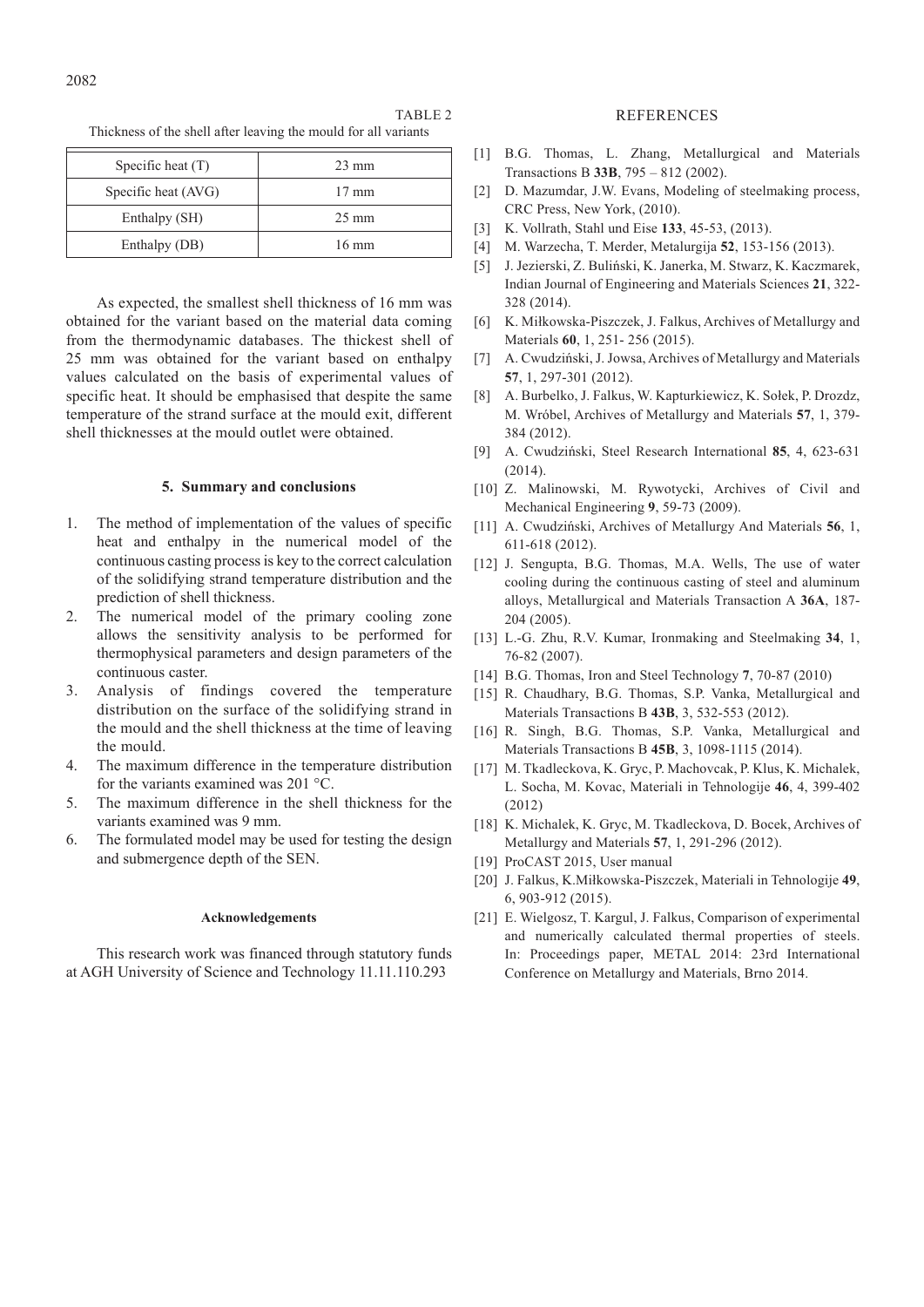TABLE 2

Thickness of the shell after leaving the mould for all variants

| | |
|---|---|
| Specific heat (T) | 23 mm |
| Specific heat (AVG) | 17 mm |
| Enthalpy (SH) | 25 mm |
| Enthalpy (DB) | 16 mm |

As expected, the smallest shell thickness of 16 mm was obtained for the variant based on the material data coming from the thermodynamic databases. The thickest shell of 25 mm was obtained for the variant based on enthalpy values calculated on the basis of experimental values of specific heat. It should be emphasised that despite the same temperature of the strand surface at the mould exit, different shell thicknesses at the mould outlet were obtained.

## 5. Summary and conclusions

1. The method of implementation of the values of specific heat and enthalpy in the numerical model of the continuous casting process is key to the correct calculation of the solidifying strand temperature distribution and the prediction of shell thickness.
2. The numerical model of the primary cooling zone allows the sensitivity analysis to be performed for thermophysical parameters and design parameters of the continuous caster.
3. Analysis of findings covered the temperature distribution on the surface of the solidifying strand in the mould and the shell thickness at the time of leaving the mould.
4. The maximum difference in the temperature distribution for the variants examined was 201 °C.
5. The maximum difference in the shell thickness for the variants examined was 9 mm.
6. The formulated model may be used for testing the design and submergence depth of the SEN.

#### Acknowledgements

This research work was financed through statutory funds at AGH University of Science and Technology 11.11.110.293

## REFERENCES

[1] B.G. Thomas, L. Zhang, Metallurgical and Materials Transactions B **33B**, 795 – 812 (2002).

[2] D. Mazumdar, J.W. Evans, Modeling of steelmaking process, CRC Press, New York, (2010).

[3] K. Vollrath, Stahl und Eise **133**, 45-53, (2013).

[4] M. Warzecha, T. Merder, Metalurgija **52**, 153-156 (2013).

[5] J. Jezierski, Z. Buliński, K. Janerka, M. Stwarz, K. Kaczmarek, Indian Journal of Engineering and Materials Sciences **21**, 322-328 (2014).

[6] K. Miłkowska-Piszczek, J. Falkus, Archives of Metallurgy and Materials **60**, 1, 251- 256 (2015).

[7] A. Cwudziński, J. Jowsa, Archives of Metallurgy and Materials **57**, 1, 297-301 (2012).

[8] A. Burbelko, J. Falkus, W. Kapturkiewicz, K. Sołek, P. Drozdz, M. Wróbel, Archives of Metallurgy and Materials **57**, 1, 379-384 (2012).

[9] A. Cwudziński, Steel Research International **85**, 4, 623-631 (2014).

[10] Z. Malinowski, M. Rywotycki, Archives of Civil and Mechanical Engineering **9**, 59-73 (2009).

[11] A. Cwudziński, Archives of Metallurgy And Materials **56**, 1, 611-618 (2012).

[12] J. Sengupta, B.G. Thomas, M.A. Wells, The use of water cooling during the continuous casting of steel and aluminum alloys, Metallurgical and Materials Transaction A **36A**, 187-204 (2005).

[13] L.-G. Zhu, R.V. Kumar, Ironmaking and Steelmaking **34**, 1, 76-82 (2007).

[14] B.G. Thomas, Iron and Steel Technology **7**, 70-87 (2010)

[15] R. Chaudhary, B.G. Thomas, S.P. Vanka, Metallurgical and Materials Transactions B **43B**, 3, 532-553 (2012).

[16] R. Singh, B.G. Thomas, S.P. Vanka, Metallurgical and Materials Transactions B **45B**, 3, 1098-1115 (2014).

[17] M. Tkadleckova, K. Gryc, P. Machovcak, P. Klus, K. Michalek, L. Socha, M. Kovac, Materiali in Tehnologije **46**, 4, 399-402 (2012)

[18] K. Michalek, K. Gryc, M. Tkadleckova, D. Bocek, Archives of Metallurgy and Materials **57**, 1, 291-296 (2012).

[19] ProCAST 2015, User manual

[20] J. Falkus, K.Miłkowska-Piszczek, Materiali in Tehnologije **49**, 6, 903-912 (2015).

[21] E. Wielgosz, T. Kargul, J. Falkus, Comparison of experimental and numerically calculated thermal properties of steels. In: Proceedings paper, METAL 2014: 23rd International Conference on Metallurgy and Materials, Brno 2014.